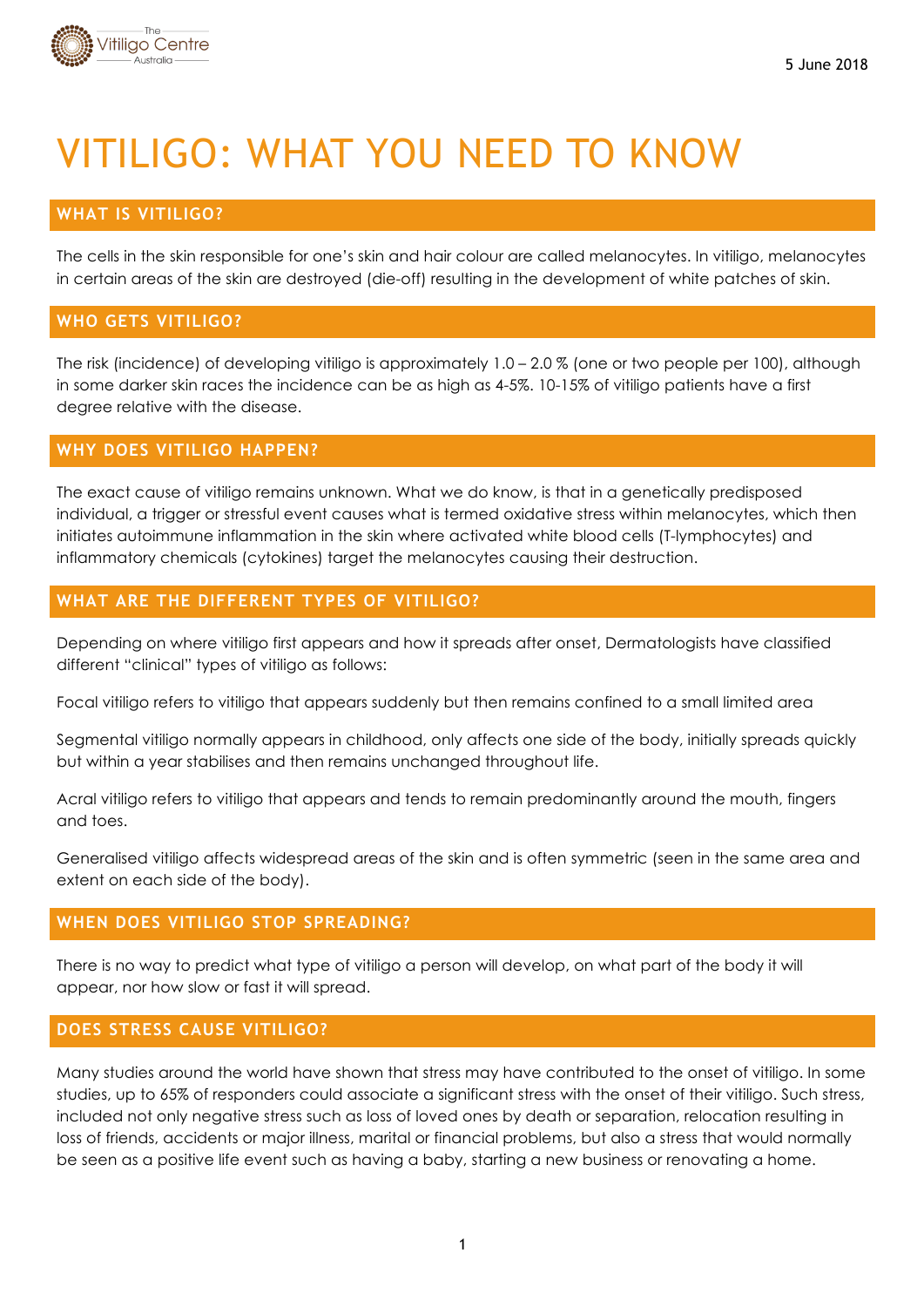5 June 2018

# VITILIGO: WHAT YOU NEED TO KNOW

## WHAT IS VITILIGO?

The cells in the skin responsible for one's skin and hair colour are called melanocytes. In vitiligo, melanocytes in certain areas of the skin are destroyed (die-off) resulting in the development of white patches of skin.

## WHO GETS VITILIGO?

The risk (incidence) of developing vitiligo is approximately 1.0 – 2.0 % (one or two people per 100), although in some darker skin races the incidence can be as high as 4-5%. 10-15% of vitiligo patients have a first degree relative with the disease.

## WHY DOES VITILIGO HAPPEN?

The exact cause of vitiligo remains unknown. What we do know, is that in a genetically predisposed individual, a trigger or stressful event causes what is termed oxidative stress within melanocytes, which then initiates autoimmune inflammation in the skin where activated white blood cells (T-lymphocytes) and inflammatory chemicals (cytokines) target the melanocytes causing their destruction.

## WHAT ARE THE DIFFERENT TYPES OF VITILIGO?

Depending on where vitiligo first appears and how it spreads after onset, Dermatologists have classified different "clinical" types of vitiligo as follows:

Focal vitiligo refers to vitiligo that appears suddenly but then remains confined to a small limited area

Segmental vitiligo normally appears in childhood, only affects one side of the body, initially spreads quickly but within a year stabilises and then remains unchanged throughout life.

Acral vitiligo refers to vitiligo that appears and tends to remain predominantly around the mouth, fingers and toes.

Generalised vitiligo affects widespread areas of the skin and is often symmetric (seen in the same area and extent on each side of the body).

## WHEN DOES VITILIGO STOP SPREADING?

There is no way to predict what type of vitiligo a person will develop, on what part of the body it will appear, nor how slow or fast it will spread.

## DOES STRESS CAUSE VITILIGO?

Many studies around the world have shown that stress may have contributed to the onset of vitiligo. In some studies, up to 65% of responders could associate a significant stress with the onset of their vitiligo. Such stress, included not only negative stress such as loss of loved ones by death or separation, relocation resulting in loss of friends, accidents or major illness, marital or financial problems, but also a stress that would normally be seen as a positive life event such as having a baby, starting a new business or renovating a home.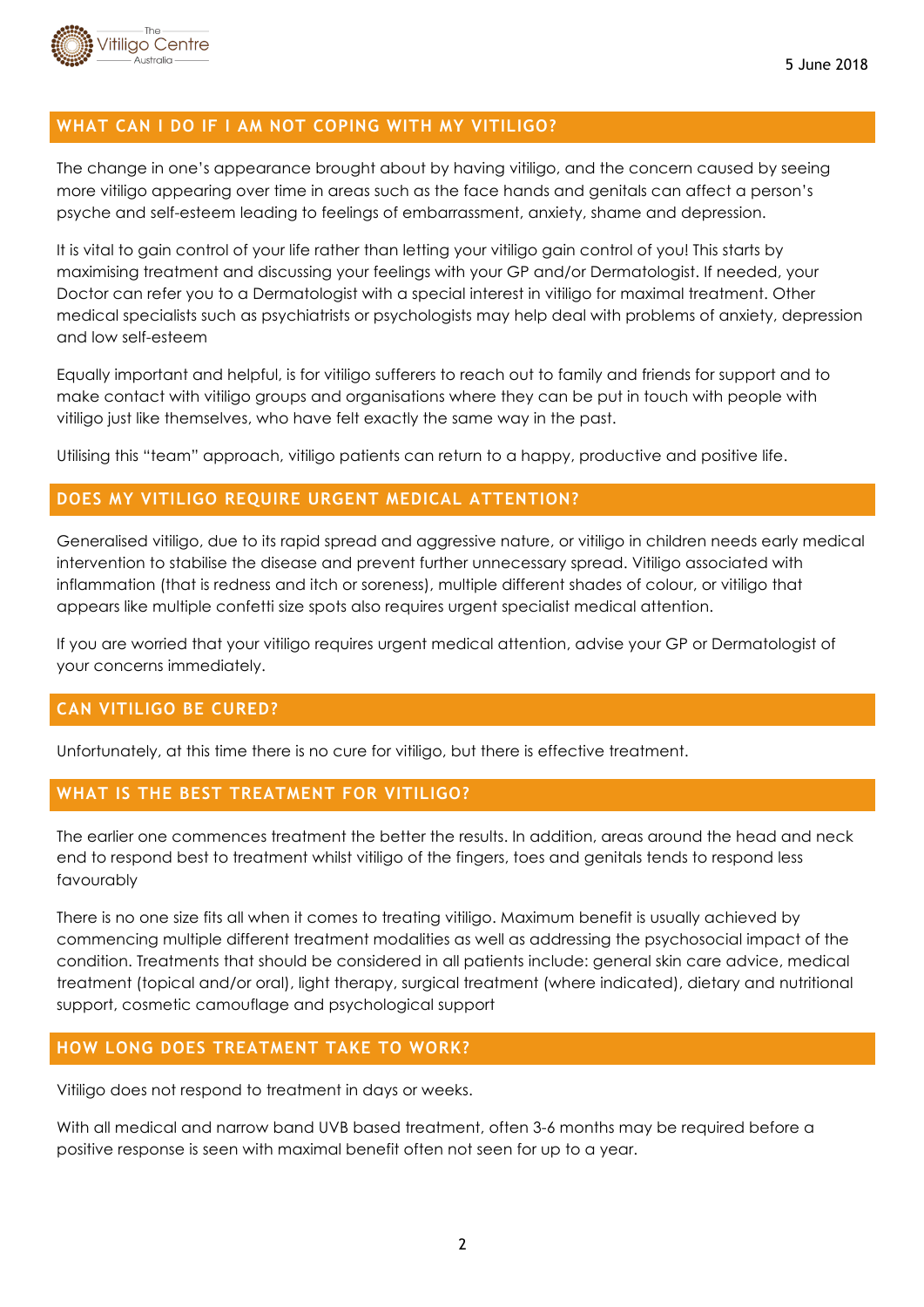## WHAT CAN I DO IF I AM NOT COPING WITH MY VITILIGO?

The change in one's appearance brought about by having vitiligo, and the concern caused by seeing more vitiligo appearing over time in areas such as the face hands and genitals can affect a person's psyche and self-esteem leading to feelings of embarrassment, anxiety, shame and depression.

It is vital to gain control of your life rather than letting your vitiligo gain control of you! This starts by maximising treatment and discussing your feelings with your GP and/or Dermatologist. If needed, your Doctor can refer you to a Dermatologist with a special interest in vitiligo for maximal treatment. Other medical specialists such as psychiatrists or psychologists may help deal with problems of anxiety, depression and low self-esteem

Equally important and helpful, is for vitiligo sufferers to reach out to family and friends for support and to make contact with vitiligo groups and organisations where they can be put in touch with people with vitiligo just like themselves, who have felt exactly the same way in the past.

Utilising this "team" approach, vitiligo patients can return to a happy, productive and positive life.

## DOES MY VITILIGO REQUIRE URGENT MEDICAL ATTENTION?

Generalised vitiligo, due to its rapid spread and aggressive nature, or vitiligo in children needs early medical intervention to stabilise the disease and prevent further unnecessary spread. Vitiligo associated with inflammation (that is redness and itch or soreness), multiple different shades of colour, or vitiligo that appears like multiple confetti size spots also requires urgent specialist medical attention.

If you are worried that your vitiligo requires urgent medical attention, advise your GP or Dermatologist of your concerns immediately.

## CAN VITILIGO BE CURED?

Unfortunately, at this time there is no cure for vitiligo, but there is effective treatment.

## WHAT IS THE BEST TREATMENT FOR VITILIGO?

The earlier one commences treatment the better the results. In addition, areas around the head and neck end to respond best to treatment whilst vitiligo of the fingers, toes and genitals tends to respond less favourably

There is no one size fits all when it comes to treating vitiligo. Maximum benefit is usually achieved by commencing multiple different treatment modalities as well as addressing the psychosocial impact of the condition. Treatments that should be considered in all patients include: general skin care advice, medical treatment (topical and/or oral), light therapy, surgical treatment (where indicated), dietary and nutritional support, cosmetic camouflage and psychological support

## HOW LONG DOES TREATMENT TAKE TO WORK?

Vitiligo does not respond to treatment in days or weeks.

With all medical and narrow band UVB based treatment, often 3-6 months may be required before a positive response is seen with maximal benefit often not seen for up to a year.